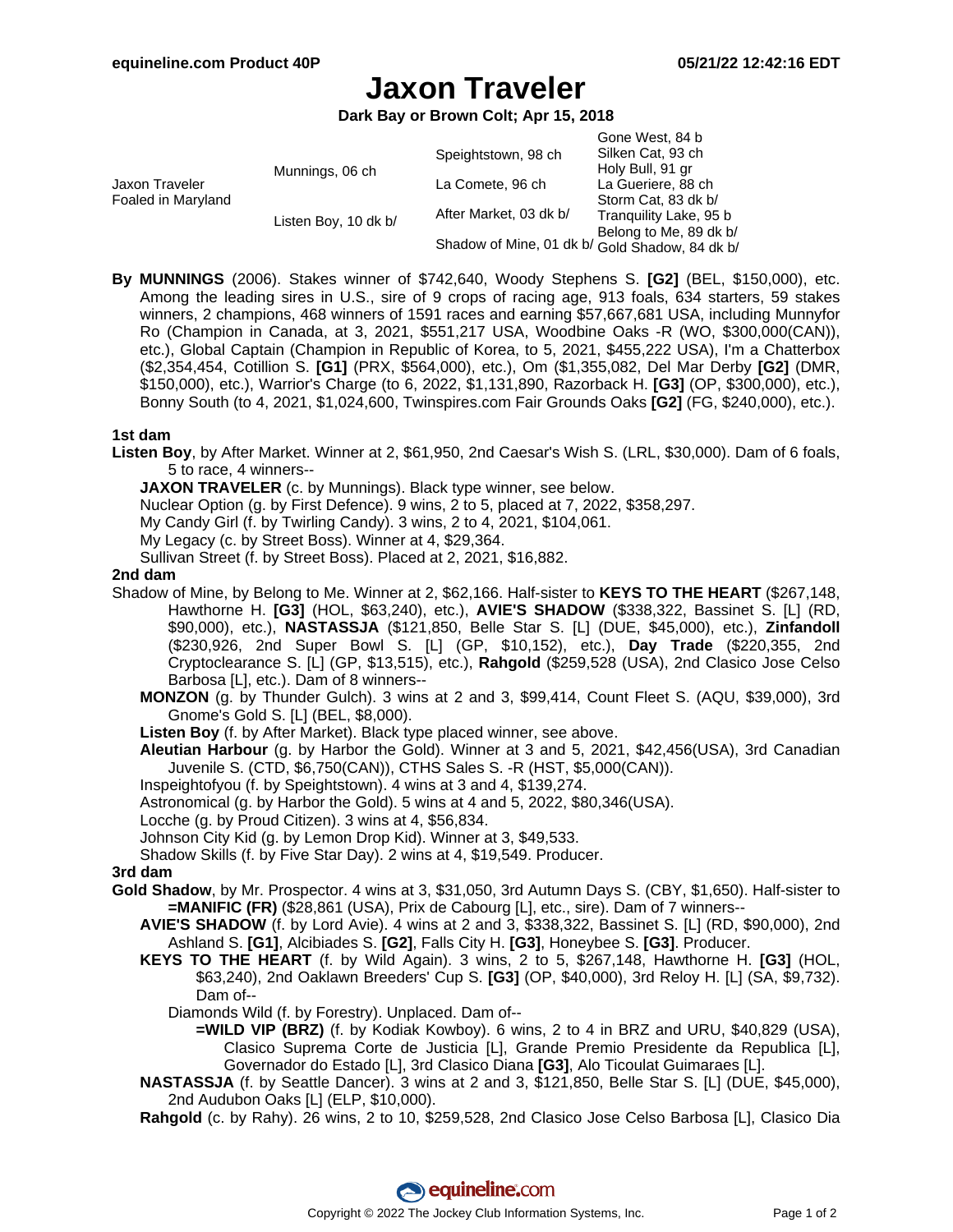# Jaxon Traveler

**Dark Bay or Brown Colt; Apr 15, 2018**

| | | | |
|---|---|---|---|
| Jaxon Traveler<br>Foaled in Maryland | Munnings, 06 ch | Speightstown, 98 ch | Gone West, 84 b |
| | | | Silken Cat, 93 ch |
| | | La Comete, 96 ch | Holy Bull, 91 gr |
| | | | La Gueriere, 88 ch |
| | Listen Boy, 10 dk b/ | After Market, 03 dk b/ | Storm Cat, 83 dk b/ |
| | | | Tranquility Lake, 95 b |
| | | Shadow of Mine, 01 dk b/ | Belong to Me, 89 dk b/ |
| | | | Gold Shadow, 84 dk b/ |

**By MUNNINGS** (2006). Stakes winner of $742,640, Woody Stephens S. **[G2]** (BEL, $150,000), etc. Among the leading sires in U.S., sire of 9 crops of racing age, 913 foals, 634 starters, 59 stakes winners, 2 champions, 468 winners of 1591 races and earning $57,667,681 USA, including Munnyfor Ro (Champion in Canada, at 3, 2021, $551,217 USA, Woodbine Oaks -R (WO, $300,000(CAN)), etc.), Global Captain (Champion in Republic of Korea, to 5, 2021, $455,222 USA), I'm a Chatterbox ($2,354,454, Cotillion S. **[G1]** (PRX, $564,000), etc.), Om ($1,355,082, Del Mar Derby **[G2]** (DMR, $150,000), etc.), Warrior's Charge (to 6, 2022, $1,131,890, Razorback H. **[G3]** (OP, $300,000), etc.), Bonny South (to 4, 2021, $1,024,600, Twinspires.com Fair Grounds Oaks **[G2]** (FG, $240,000), etc.).

### 1st dam

**Listen Boy**, by After Market. Winner at 2, $61,950, 2nd Caesar's Wish S. (LRL, $30,000). Dam of 6 foals, 5 to race, 4 winners--

- **JAXON TRAVELER** (c. by Munnings). Black type winner, see below.
- Nuclear Option (g. by First Defence). 9 wins, 2 to 5, placed at 7, 2022, $358,297.
- My Candy Girl (f. by Twirling Candy). 3 wins, 2 to 4, 2021, $104,061.
- My Legacy (c. by Street Boss). Winner at 4, $29,364.
- Sullivan Street (f. by Street Boss). Placed at 2, 2021, $16,882.

### 2nd dam

Shadow of Mine, by Belong to Me. Winner at 2, $62,166. Half-sister to **KEYS TO THE HEART** ($267,148, Hawthorne H. **[G3]** (HOL, $63,240), etc.), **AVIE'S SHADOW** ($338,322, Bassinet S. [L] (RD, $90,000), etc.), **NASTASSJA** ($121,850, Belle Star S. [L] (DUE, $45,000), etc.), **Zinfandoll** ($230,926, 2nd Super Bowl S. [L] (GP, $10,152), etc.), **Day Trade** ($220,355, 2nd Cryptoclearance S. [L] (GP, $13,515), etc.), **Rahgold** ($259,528 (USA), 2nd Clasico Jose Celso Barbosa [L], etc.). Dam of 8 winners--

- **MONZON** (g. by Thunder Gulch). 3 wins at 2 and 3, $99,414, Count Fleet S. (AQU, $39,000), 3rd Gnome's Gold S. [L] (BEL, $8,000).
- **Listen Boy** (f. by After Market). Black type placed winner, see above.
- **Aleutian Harbour** (g. by Harbor the Gold). Winner at 3 and 5, 2021, $42,456(USA), 3rd Canadian Juvenile S. (CTD, $6,750(CAN)), CTHS Sales S. -R (HST, $5,000(CAN)).
- Inspeightofyou (f. by Speightstown). 4 wins at 3 and 4, $139,274.
- Astronomical (g. by Harbor the Gold). 5 wins at 4 and 5, 2022, $80,346(USA).
- Locche (g. by Proud Citizen). 3 wins at 4, $56,834.
- Johnson City Kid (g. by Lemon Drop Kid). Winner at 3, $49,533.
- Shadow Skills (f. by Five Star Day). 2 wins at 4, $19,549. Producer.

### 3rd dam

**Gold Shadow**, by Mr. Prospector. 4 wins at 3, $31,050, 3rd Autumn Days S. (CBY, $1,650). Half-sister to **=MANIFIC (FR)** ($28,861 (USA), Prix de Cabourg [L], etc., sire). Dam of 7 winners--

- **AVIE'S SHADOW** (f. by Lord Avie). 4 wins at 2 and 3, $338,322, Bassinet S. [L] (RD, $90,000), 2nd Ashland S. **[G1]**, Alcibiades S. **[G2]**, Falls City H. **[G3]**, Honeybee S. **[G3]**. Producer.
- **KEYS TO THE HEART** (f. by Wild Again). 3 wins, 2 to 5, $267,148, Hawthorne H. **[G3]** (HOL, $63,240), 2nd Oaklawn Breeders' Cup S. **[G3]** (OP, $40,000), 3rd Reloy H. [L] (SA, $9,732). Dam of--
  - Diamonds Wild (f. by Forestry). Unplaced. Dam of--
    - **=WILD VIP (BRZ)** (f. by Kodiak Kowboy). 6 wins, 2 to 4 in BRZ and URU, $40,829 (USA), Clasico Suprema Corte de Justicia [L], Grande Premio Presidente da Republica [L], Governador do Estado [L], 3rd Clasico Diana **[G3]**, Alo Ticoulat Guimaraes [L].
- **NASTASSJA** (f. by Seattle Dancer). 3 wins at 2 and 3, $121,850, Belle Star S. [L] (DUE, $45,000), 2nd Audubon Oaks [L] (ELP, $10,000).
- **Rahgold** (c. by Rahy). 26 wins, 2 to 10, $259,528, 2nd Clasico Jose Celso Barbosa [L], Clasico Dia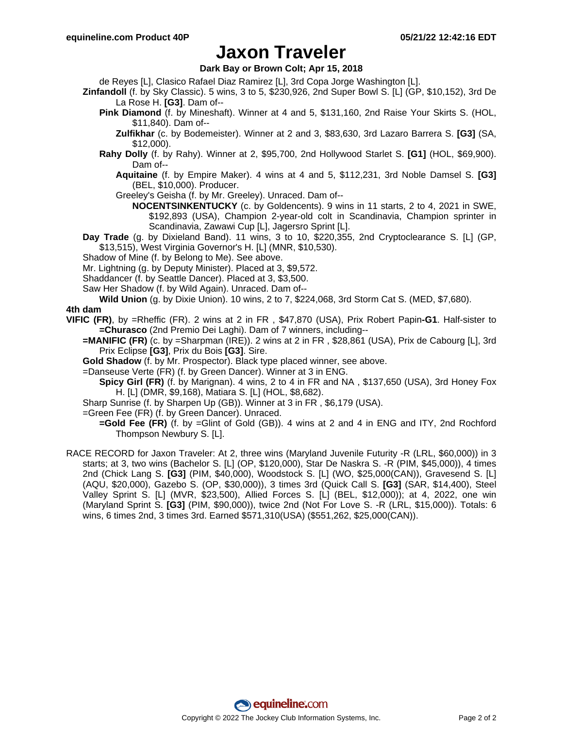# Jaxon Traveler

**Dark Bay or Brown Colt; Apr 15, 2018**

de Reyes [L], Clasico Rafael Diaz Ramirez [L], 3rd Copa Jorge Washington [L].

**Zinfandoll** (f. by Sky Classic). 5 wins, 3 to 5, $230,926, 2nd Super Bowl S. [L] (GP, $10,152), 3rd De La Rose H. **[G3]**. Dam of--

**Pink Diamond** (f. by Mineshaft). Winner at 4 and 5, $131,160, 2nd Raise Your Skirts S. (HOL, $11,840). Dam of--

**Zulfikhar** (c. by Bodemeister). Winner at 2 and 3, $83,630, 3rd Lazaro Barrera S. **[G3]** (SA, $12,000).

**Rahy Dolly** (f. by Rahy). Winner at 2, $95,700, 2nd Hollywood Starlet S. **[G1]** (HOL, $69,900). Dam of--

**Aquitaine** (f. by Empire Maker). 4 wins at 4 and 5, $112,231, 3rd Noble Damsel S. **[G3]** (BEL, $10,000). Producer.

Greeley's Geisha (f. by Mr. Greeley). Unraced. Dam of--

**NOCENTSINKENTUCKY** (c. by Goldencents). 9 wins in 11 starts, 2 to 4, 2021 in SWE, $192,893 (USA), Champion 2-year-old colt in Scandinavia, Champion sprinter in Scandinavia, Zawawi Cup [L], Jagersro Sprint [L].

**Day Trade** (g. by Dixieland Band). 11 wins, 3 to 10, $220,355, 2nd Cryptoclearance S. [L] (GP, $13,515), West Virginia Governor's H. [L] (MNR, $10,530).

Shadow of Mine (f. by Belong to Me). See above.

Mr. Lightning (g. by Deputy Minister). Placed at 3, $9,572.

Shaddancer (f. by Seattle Dancer). Placed at 3, $3,500.

Saw Her Shadow (f. by Wild Again). Unraced. Dam of--

**Wild Union** (g. by Dixie Union). 10 wins, 2 to 7, $224,068, 3rd Storm Cat S. (MED, $7,680).

**4th dam**

**VIFIC (FR)**, by =Rheffic (FR). 2 wins at 2 in FR , $47,870 (USA), Prix Robert Papin-**G1**. Half-sister to **=Churasco** (2nd Premio Dei Laghi). Dam of 7 winners, including--

**=MANIFIC (FR)** (c. by =Sharpman (IRE)). 2 wins at 2 in FR , $28,861 (USA), Prix de Cabourg [L], 3rd Prix Eclipse **[G3]**, Prix du Bois **[G3]**. Sire.

**Gold Shadow** (f. by Mr. Prospector). Black type placed winner, see above.

=Danseuse Verte (FR) (f. by Green Dancer). Winner at 3 in ENG.

**Spicy Girl (FR)** (f. by Marignan). 4 wins, 2 to 4 in FR and NA , $137,650 (USA), 3rd Honey Fox H. [L] (DMR, $9,168), Matiara S. [L] (HOL, $8,682).

Sharp Sunrise (f. by Sharpen Up (GB)). Winner at 3 in FR , $6,179 (USA).

=Green Fee (FR) (f. by Green Dancer). Unraced.

**=Gold Fee (FR)** (f. by =Glint of Gold (GB)). 4 wins at 2 and 4 in ENG and ITY, 2nd Rochford Thompson Newbury S. [L].

RACE RECORD for Jaxon Traveler: At 2, three wins (Maryland Juvenile Futurity -R (LRL, $60,000)) in 3 starts; at 3, two wins (Bachelor S. [L] (OP, $120,000), Star De Naskra S. -R (PIM, $45,000)), 4 times 2nd (Chick Lang S. **[G3]** (PIM, $40,000), Woodstock S. [L] (WO, $25,000(CAN)), Gravesend S. [L] (AQU, $20,000), Gazebo S. (OP, $30,000)), 3 times 3rd (Quick Call S. **[G3]** (SAR, $14,400), Steel Valley Sprint S. [L] (MVR, $23,500), Allied Forces S. [L] (BEL, $12,000)); at 4, 2022, one win (Maryland Sprint S. **[G3]** (PIM, $90,000)), twice 2nd (Not For Love S. -R (LRL, $15,000)). Totals: 6 wins, 6 times 2nd, 3 times 3rd. Earned $571,310(USA) ($551,262, $25,000(CAN)).